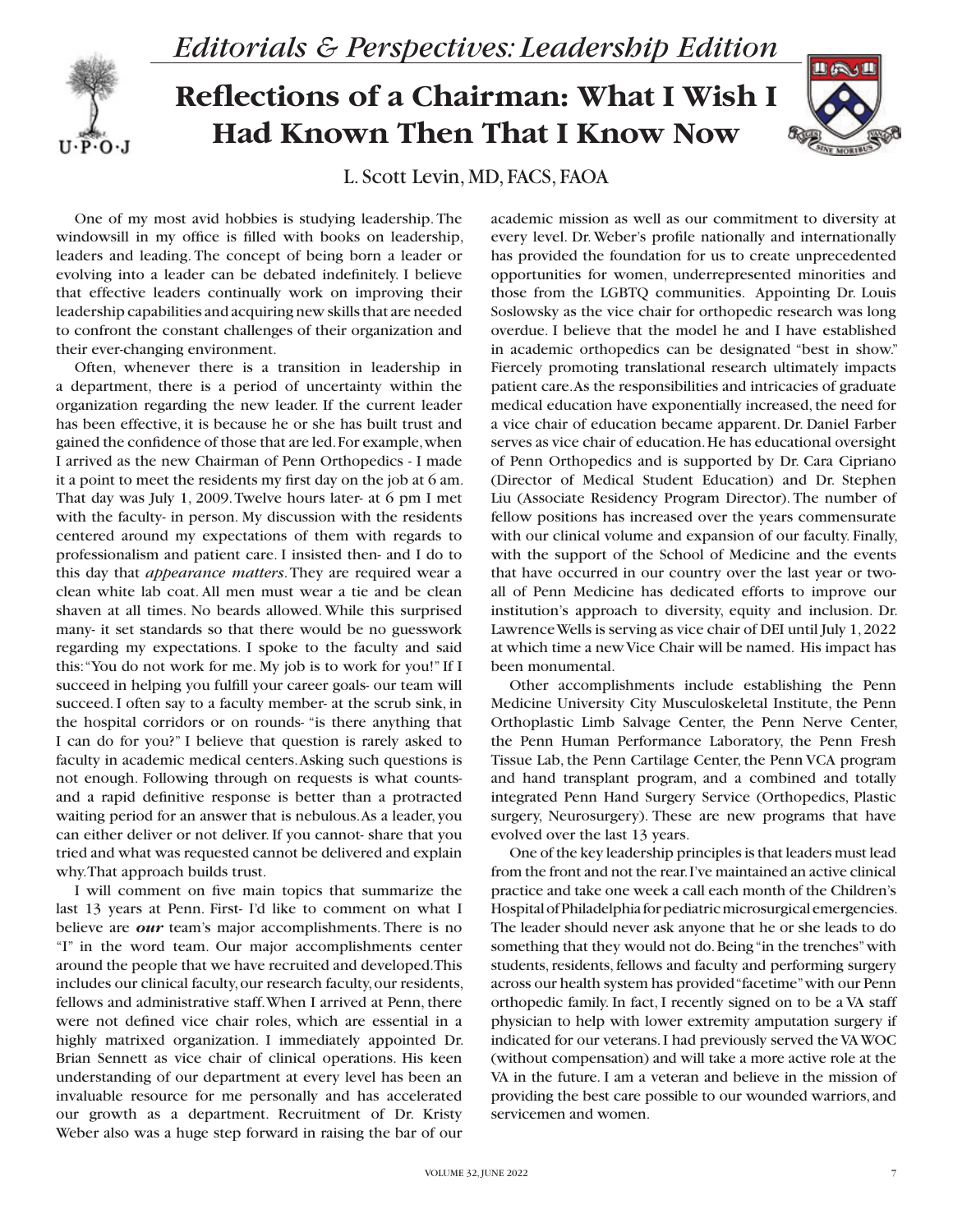*Editorials & Perspectives: Leadership Edition*

# Reflections of a Chairman: What I Wish I Had Known Then That I Know Now

L. Scott Levin, MD, FACS, FAOA

One of my most avid hobbies is studying leadership. The windowsill in my office is filled with books on leadership, leaders and leading. The concept of being born a leader or evolving into a leader can be debated indefinitely. I believe that effective leaders continually work on improving their leadership capabilities and acquiring new skills that are needed to confront the constant challenges of their organization and their ever-changing environment.

Often, whenever there is a transition in leadership in a department, there is a period of uncertainty within the organization regarding the new leader. If the current leader has been effective, it is because he or she has built trust and gained the confidence of those that are led. For example, when I arrived as the new Chairman of Penn Orthopedics - I made it a point to meet the residents my first day on the job at 6 am. That day was July 1, 2009. Twelve hours later- at 6 pm I met with the faculty- in person. My discussion with the residents centered around my expectations of them with regards to professionalism and patient care. I insisted then- and I do to this day that *appearance matters*. They are required wear a clean white lab coat. All men must wear a tie and be clean shaven at all times. No beards allowed. While this surprised many- it set standards so that there would be no guesswork regarding my expectations. I spoke to the faculty and said this: "You do not work for me. My job is to work for you!" If I succeed in helping you fulfill your career goals- our team will succeed. I often say to a faculty member- at the scrub sink, in the hospital corridors or on rounds- "is there anything that I can do for you?" I believe that question is rarely asked to faculty in academic medical centers. Asking such questions is not enough. Following through on requests is what counts- and a rapid definitive response is better than a protracted waiting period for an answer that is nebulous. As a leader, you can either deliver or not deliver. If you cannot- share that you tried and what was requested cannot be delivered and explain why. That approach builds trust.

I will comment on five main topics that summarize the last 13 years at Penn. First- I'd like to comment on what I believe are ***our*** team's major accomplishments. There is no "I" in the word team. Our major accomplishments center around the people that we have recruited and developed. This includes our clinical faculty, our research faculty, our residents, fellows and administrative staff. When I arrived at Penn, there were not defined vice chair roles, which are essential in a highly matrixed organization. I immediately appointed Dr. Brian Sennett as vice chair of clinical operations. His keen understanding of our department at every level has been an invaluable resource for me personally and has accelerated our growth as a department. Recruitment of Dr. Kristy Weber also was a huge step forward in raising the bar of our academic mission as well as our commitment to diversity at every level. Dr. Weber's profile nationally and internationally has provided the foundation for us to create unprecedented opportunities for women, underrepresented minorities and those from the LGBTQ communities. Appointing Dr. Louis Soslowsky as the vice chair for orthopedic research was long overdue. I believe that the model he and I have established in academic orthopedics can be designated "best in show." Fiercely promoting translational research ultimately impacts patient care. As the responsibilities and intricacies of graduate medical education have exponentially increased, the need for a vice chair of education became apparent. Dr. Daniel Farber serves as vice chair of education. He has educational oversight of Penn Orthopedics and is supported by Dr. Cara Cipriano (Director of Medical Student Education) and Dr. Stephen Liu (Associate Residency Program Director). The number of fellow positions has increased over the years commensurate with our clinical volume and expansion of our faculty. Finally, with the support of the School of Medicine and the events that have occurred in our country over the last year or two- all of Penn Medicine has dedicated efforts to improve our institution's approach to diversity, equity and inclusion. Dr. Lawrence Wells is serving as vice chair of DEI until July 1, 2022 at which time a new Vice Chair will be named. His impact has been monumental.

Other accomplishments include establishing the Penn Medicine University City Musculoskeletal Institute, the Penn Orthoplastic Limb Salvage Center, the Penn Nerve Center, the Penn Human Performance Laboratory, the Penn Fresh Tissue Lab, the Penn Cartilage Center, the Penn VCA program and hand transplant program, and a combined and totally integrated Penn Hand Surgery Service (Orthopedics, Plastic surgery, Neurosurgery). These are new programs that have evolved over the last 13 years.

One of the key leadership principles is that leaders must lead from the front and not the rear. I've maintained an active clinical practice and take one week a call each month of the Children's Hospital of Philadelphia for pediatric microsurgical emergencies. The leader should never ask anyone that he or she leads to do something that they would not do. Being "in the trenches" with students, residents, fellows and faculty and performing surgery across our health system has provided "facetime" with our Penn orthopedic family. In fact, I recently signed on to be a VA staff physician to help with lower extremity amputation surgery if indicated for our veterans. I had previously served the VA WOC (without compensation) and will take a more active role at the VA in the future. I am a veteran and believe in the mission of providing the best care possible to our wounded warriors, and servicemen and women.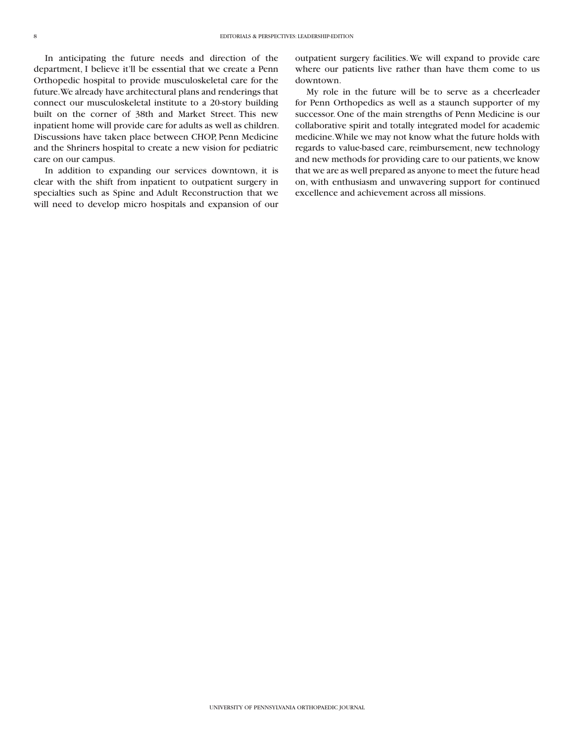In anticipating the future needs and direction of the department, I believe it'll be essential that we create a Penn Orthopedic hospital to provide musculoskeletal care for the future. We already have architectural plans and renderings that connect our musculoskeletal institute to a 20-story building built on the corner of 38th and Market Street. This new inpatient home will provide care for adults as well as children. Discussions have taken place between CHOP, Penn Medicine and the Shriners hospital to create a new vision for pediatric care on our campus.

In addition to expanding our services downtown, it is clear with the shift from inpatient to outpatient surgery in specialties such as Spine and Adult Reconstruction that we will need to develop micro hospitals and expansion of our outpatient surgery facilities. We will expand to provide care where our patients live rather than have them come to us downtown.

My role in the future will be to serve as a cheerleader for Penn Orthopedics as well as a staunch supporter of my successor. One of the main strengths of Penn Medicine is our collaborative spirit and totally integrated model for academic medicine. While we may not know what the future holds with regards to value-based care, reimbursement, new technology and new methods for providing care to our patients, we know that we are as well prepared as anyone to meet the future head on, with enthusiasm and unwavering support for continued excellence and achievement across all missions.